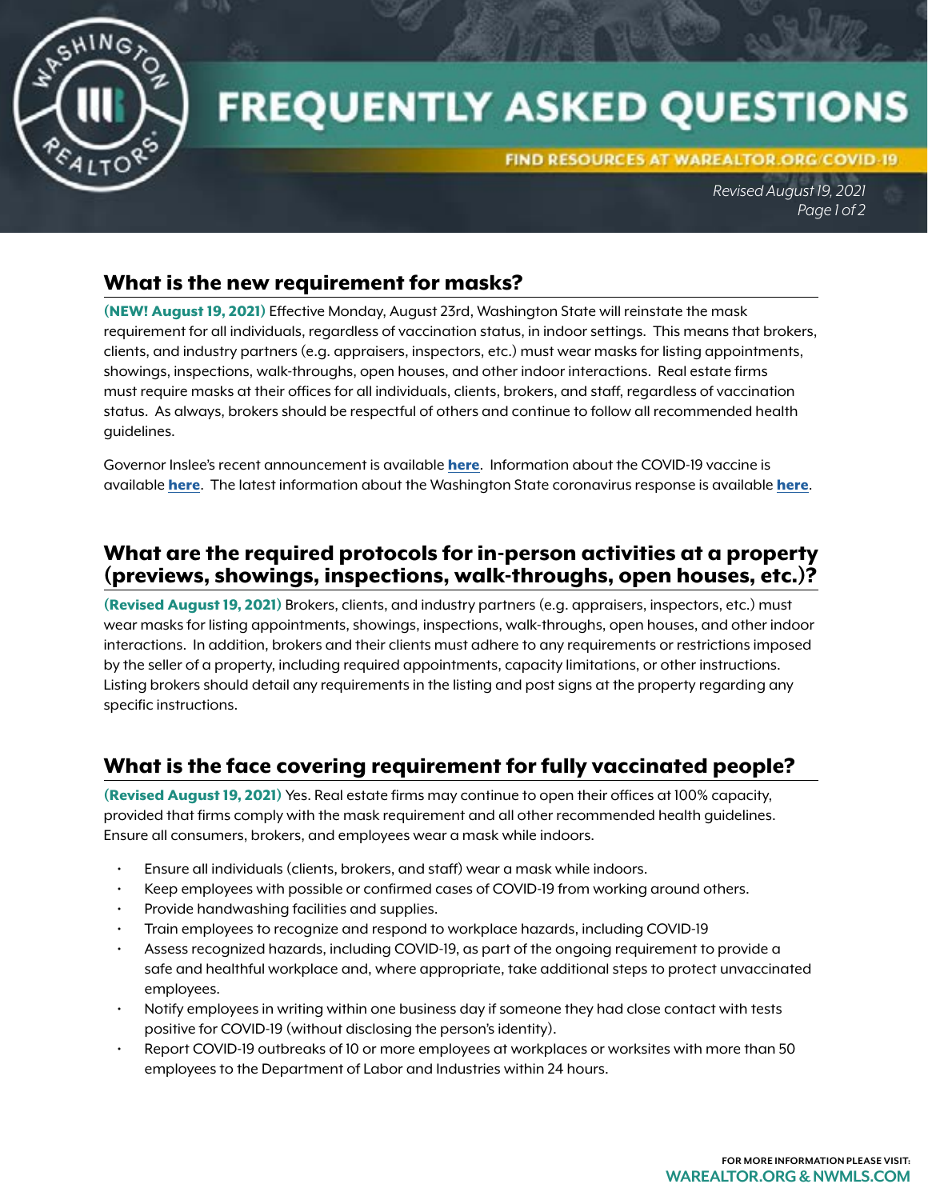# FREQUENTLY ASKED QUESTIONS

FIND RESOURCES AT WAREALTOR.ORG/COVID-19

*Revised August 19, 2021*

## What is the new requirement for masks?

**(NEW! August 19, 2021)** Effective Monday, August 23rd, Washington State will reinstate the mask requirement for all individuals, regardless of vaccination status, in indoor settings. This means that brokers, clients, and industry partners (e.g. appraisers, inspectors, etc.) must wear masks for listing appointments, showings, inspections, walk-throughs, open houses, and other indoor interactions. Real estate firms must require masks at their offices for all individuals, clients, brokers, and staff, regardless of vaccination status. As always, brokers should be respectful of others and continue to follow all recommended health guidelines.

Governor Inslee's recent announcement is available **here**. Information about the COVID-19 vaccine is available **here**. The latest information about the Washington State coronavirus response is available **here**.

## What are the required protocols for in-person activities at a property (previews, showings, inspections, walk-throughs, open houses, etc.)?

**(Revised August 19, 2021)** Brokers, clients, and industry partners (e.g. appraisers, inspectors, etc.) must wear masks for listing appointments, showings, inspections, walk-throughs, open houses, and other indoor interactions. In addition, brokers and their clients must adhere to any requirements or restrictions imposed by the seller of a property, including required appointments, capacity limitations, or other instructions. Listing brokers should detail any requirements in the listing and post signs at the property regarding any specific instructions.

## What is the face covering requirement for fully vaccinated people?

**(Revised August 19, 2021)** Yes. Real estate firms may continue to open their offices at 100% capacity, provided that firms comply with the mask requirement and all other recommended health guidelines. Ensure all consumers, brokers, and employees wear a mask while indoors.

- Ensure all individuals (clients, brokers, and staff) wear a mask while indoors.
- Keep employees with possible or confirmed cases of COVID-19 from working around others.
- Provide handwashing facilities and supplies.
- Train employees to recognize and respond to workplace hazards, including COVID-19
- Assess recognized hazards, including COVID-19, as part of the ongoing requirement to provide a safe and healthful workplace and, where appropriate, take additional steps to protect unvaccinated employees.
- Notify employees in writing within one business day if someone they had close contact with tests positive for COVID-19 (without disclosing the person's identity).
- Report COVID-19 outbreaks of 10 or more employees at workplaces or worksites with more than 50 employees to the Department of Labor and Industries within 24 hours.

FOR MORE INFORMATION PLEASE VISIT: WAREALTOR.ORG & NWMLS.COM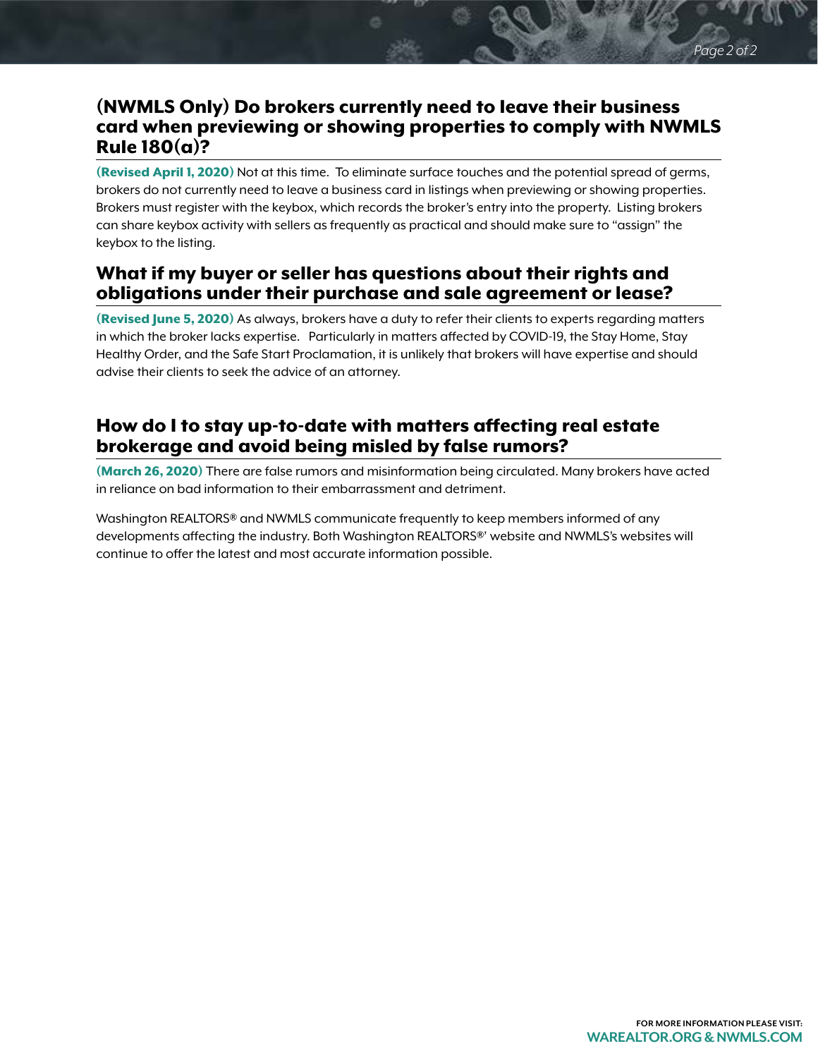## (NWMLS Only) Do brokers currently need to leave their business card when previewing or showing properties to comply with NWMLS Rule 180(a)?

**(Revised April 1, 2020)** Not at this time. To eliminate surface touches and the potential spread of germs, brokers do not currently need to leave a business card in listings when previewing or showing properties. Brokers must register with the keybox, which records the broker's entry into the property. Listing brokers can share keybox activity with sellers as frequently as practical and should make sure to "assign" the keybox to the listing.

## What if my buyer or seller has questions about their rights and obligations under their purchase and sale agreement or lease?

**(Revised June 5, 2020)** As always, brokers have a duty to refer their clients to experts regarding matters in which the broker lacks expertise. Particularly in matters affected by COVID-19, the Stay Home, Stay Healthy Order, and the Safe Start Proclamation, it is unlikely that brokers will have expertise and should advise their clients to seek the advice of an attorney.

## How do I to stay up-to-date with matters affecting real estate brokerage and avoid being misled by false rumors?

**(March 26, 2020)** There are false rumors and misinformation being circulated. Many brokers have acted in reliance on bad information to their embarrassment and detriment.

Washington REALTORS® and NWMLS communicate frequently to keep members informed of any developments affecting the industry. Both Washington REALTORS®' website and NWMLS's websites will continue to offer the latest and most accurate information possible.

FOR MORE INFORMATION PLEASE VISIT:
**WAREALTOR.ORG & NWMLS.COM**